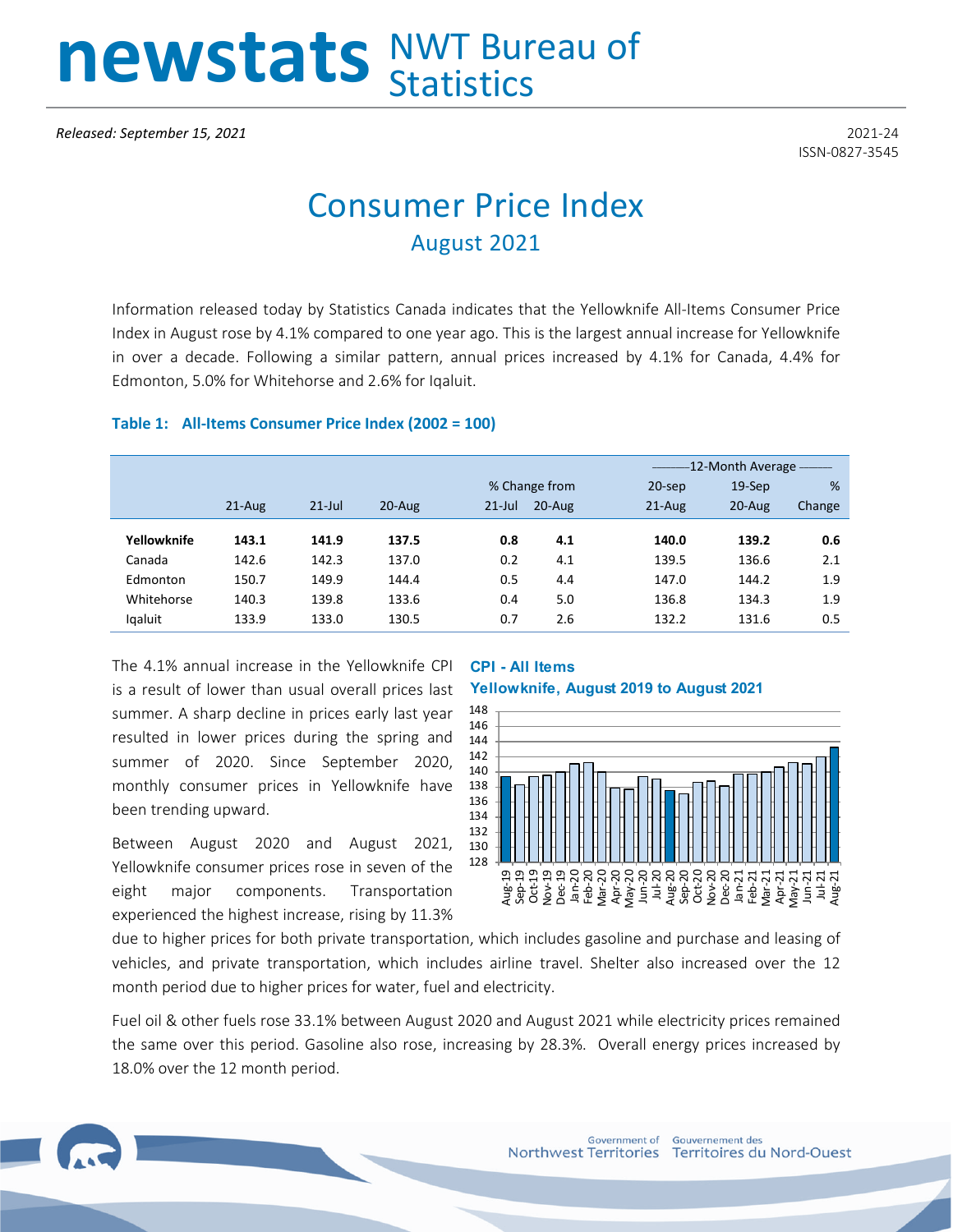# newstats NWT Bureau of Statistics

*Released: September 15, 2021*

2021-24
ISSN-0827-3545

# Consumer Price Index

## August 2021

Information released today by Statistics Canada indicates that the Yellowknife All-Items Consumer Price Index in August rose by 4.1% compared to one year ago. This is the largest annual increase for Yellowknife in over a decade. Following a similar pattern, annual prices increased by 4.1% for Canada, 4.4% for Edmonton, 5.0% for Whitehorse and 2.6% for Iqaluit.

**Table 1: All-Items Consumer Price Index (2002 = 100)**

| | | | | % Change from | | 12-Month Average | | |
|---|---|---|---|---|---|---|---|---|
| | 21-Aug | 21-Jul | 20-Aug | 21-Jul | 20-Aug | 20-sep 21-Aug | 19-Sep 20-Aug | % Change |
| **Yellowknife** | **143.1** | **141.9** | **137.5** | **0.8** | **4.1** | **140.0** | **139.2** | **0.6** |
| Canada | 142.6 | 142.3 | 137.0 | 0.2 | 4.1 | 139.5 | 136.6 | 2.1 |
| Edmonton | 150.7 | 149.9 | 144.4 | 0.5 | 4.4 | 147.0 | 144.2 | 1.9 |
| Whitehorse | 140.3 | 139.8 | 133.6 | 0.4 | 5.0 | 136.8 | 134.3 | 1.9 |
| Iqaluit | 133.9 | 133.0 | 130.5 | 0.7 | 2.6 | 132.2 | 131.6 | 0.5 |

**CPI - All Items**
**Yellowknife, August 2019 to August 2021**

The 4.1% annual increase in the Yellowknife CPI is a result of lower than usual overall prices last summer. A sharp decline in prices early last year resulted in lower prices during the spring and summer of 2020. Since September 2020, monthly consumer prices in Yellowknife have been trending upward.

Between August 2020 and August 2021, Yellowknife consumer prices rose in seven of the eight major components. Transportation experienced the highest increase, rising by 11.3% due to higher prices for both private transportation, which includes gasoline and purchase and leasing of vehicles, and private transportation, which includes airline travel. Shelter also increased over the 12 month period due to higher prices for water, fuel and electricity.

Fuel oil & other fuels rose 33.1% between August 2020 and August 2021 while electricity prices remained the same over this period. Gasoline also rose, increasing by 28.3%. Overall energy prices increased by 18.0% over the 12 month period.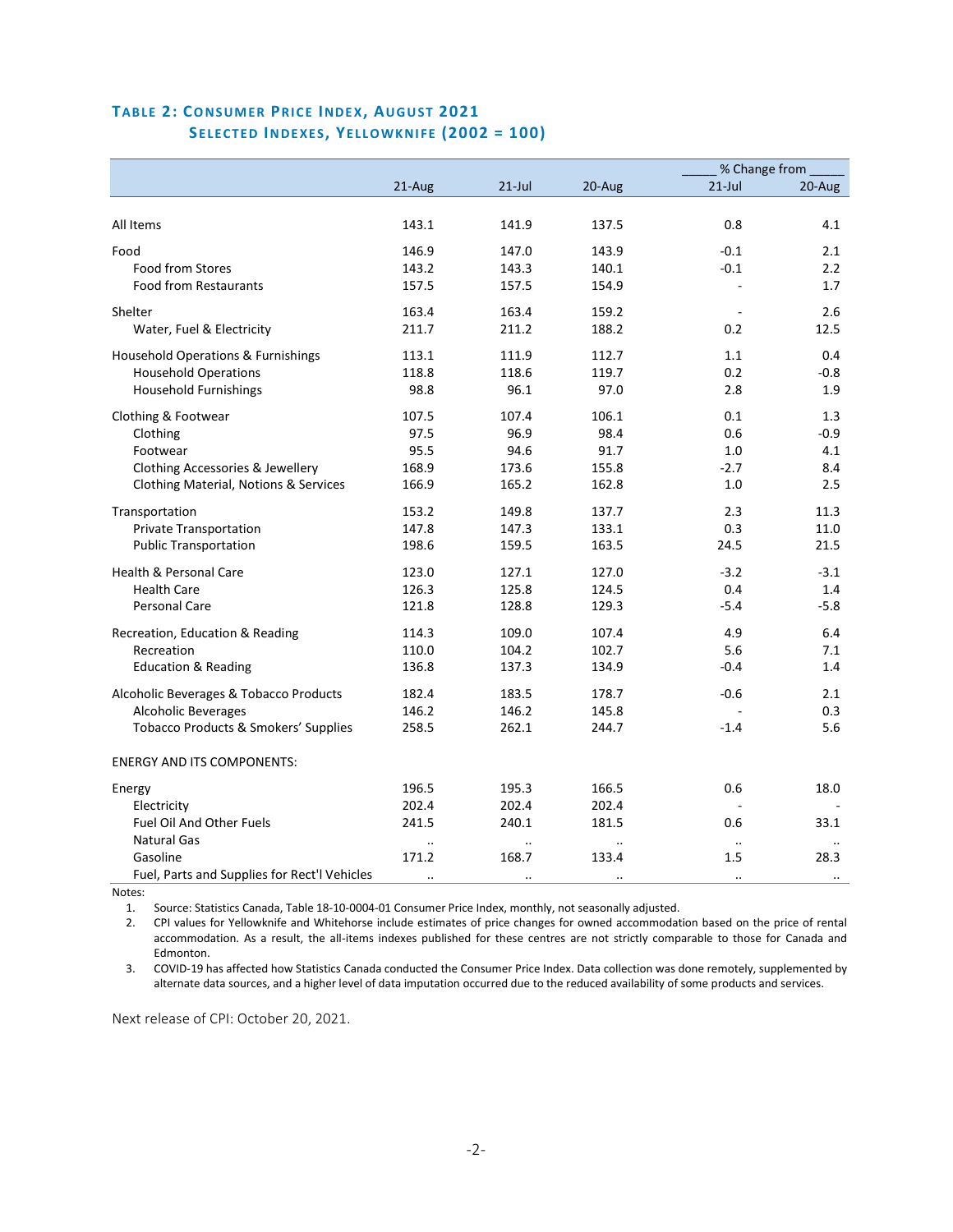### TABLE 2: CONSUMER PRICE INDEX, AUGUST 2021
### SELECTED INDEXES, YELLOWKNIFE (2002 = 100)

| | 21-Aug | 21-Jul | 20-Aug | % Change from 21-Jul | % Change from 20-Aug |
|---|---|---|---|---|---|
| All Items | 143.1 | 141.9 | 137.5 | 0.8 | 4.1 |
| Food | 146.9 | 147.0 | 143.9 | -0.1 | 2.1 |
| Food from Stores | 143.2 | 143.3 | 140.1 | -0.1 | 2.2 |
| Food from Restaurants | 157.5 | 157.5 | 154.9 | - | 1.7 |
| Shelter | 163.4 | 163.4 | 159.2 | - | 2.6 |
| Water, Fuel & Electricity | 211.7 | 211.2 | 188.2 | 0.2 | 12.5 |
| Household Operations & Furnishings | 113.1 | 111.9 | 112.7 | 1.1 | 0.4 |
| Household Operations | 118.8 | 118.6 | 119.7 | 0.2 | -0.8 |
| Household Furnishings | 98.8 | 96.1 | 97.0 | 2.8 | 1.9 |
| Clothing & Footwear | 107.5 | 107.4 | 106.1 | 0.1 | 1.3 |
| Clothing | 97.5 | 96.9 | 98.4 | 0.6 | -0.9 |
| Footwear | 95.5 | 94.6 | 91.7 | 1.0 | 4.1 |
| Clothing Accessories & Jewellery | 168.9 | 173.6 | 155.8 | -2.7 | 8.4 |
| Clothing Material, Notions & Services | 166.9 | 165.2 | 162.8 | 1.0 | 2.5 |
| Transportation | 153.2 | 149.8 | 137.7 | 2.3 | 11.3 |
| Private Transportation | 147.8 | 147.3 | 133.1 | 0.3 | 11.0 |
| Public Transportation | 198.6 | 159.5 | 163.5 | 24.5 | 21.5 |
| Health & Personal Care | 123.0 | 127.1 | 127.0 | -3.2 | -3.1 |
| Health Care | 126.3 | 125.8 | 124.5 | 0.4 | 1.4 |
| Personal Care | 121.8 | 128.8 | 129.3 | -5.4 | -5.8 |
| Recreation, Education & Reading | 114.3 | 109.0 | 107.4 | 4.9 | 6.4 |
| Recreation | 110.0 | 104.2 | 102.7 | 5.6 | 7.1 |
| Education & Reading | 136.8 | 137.3 | 134.9 | -0.4 | 1.4 |
| Alcoholic Beverages & Tobacco Products | 182.4 | 183.5 | 178.7 | -0.6 | 2.1 |
| Alcoholic Beverages | 146.2 | 146.2 | 145.8 | - | 0.3 |
| Tobacco Products & Smokers' Supplies | 258.5 | 262.1 | 244.7 | -1.4 | 5.6 |
| ENERGY AND ITS COMPONENTS: | | | | | |
| Energy | 196.5 | 195.3 | 166.5 | 0.6 | 18.0 |
| Electricity | 202.4 | 202.4 | 202.4 | - | - |
| Fuel Oil And Other Fuels | 241.5 | 240.1 | 181.5 | 0.6 | 33.1 |
| Natural Gas | .. | .. | .. | .. | .. |
| Gasoline | 171.2 | 168.7 | 133.4 | 1.5 | 28.3 |
| Fuel, Parts and Supplies for Rect'l Vehicles | .. | .. | .. | .. | .. |

Notes:

1. Source: Statistics Canada, Table 18-10-0004-01 Consumer Price Index, monthly, not seasonally adjusted.
2. CPI values for Yellowknife and Whitehorse include estimates of price changes for owned accommodation based on the price of rental accommodation. As a result, the all-items indexes published for these centres are not strictly comparable to those for Canada and Edmonton.
3. COVID-19 has affected how Statistics Canada conducted the Consumer Price Index. Data collection was done remotely, supplemented by alternate data sources, and a higher level of data imputation occurred due to the reduced availability of some products and services.

Next release of CPI: October 20, 2021.